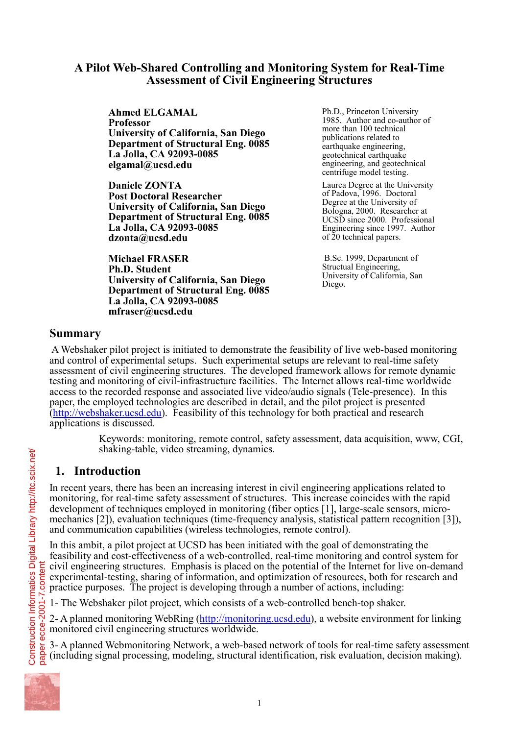# A Pilot Web-Shared Controlling and Monitoring System for Real-Time Assessment of Civil Engineering Structures

**Ahmed ELGAMAL**
**Professor**
**University of California, San Diego**
**Department of Structural Eng. 0085**
**La Jolla, CA 92093-0085**
**elgamal@ucsd.edu**

Ph.D., Princeton University 1985. Author and co-author of more than 100 technical publications related to earthquake engineering, geotechnical earthquake engineering, and geotechnical centrifuge model testing.

**Daniele ZONTA**
**Post Doctoral Researcher**
**University of California, San Diego**
**Department of Structural Eng. 0085**
**La Jolla, CA 92093-0085**
**dzonta@ucsd.edu**

Laurea Degree at the University of Padova, 1996. Doctoral Degree at the University of Bologna, 2000. Researcher at UCSD since 2000. Professional Engineering since 1997. Author of 20 technical papers.

**Michael FRASER**
**Ph.D. Student**
**University of California, San Diego**
**Department of Structural Eng. 0085**
**La Jolla, CA 92093-0085**
**mfraser@ucsd.edu**

B.Sc. 1999, Department of Structual Engineering, University of California, San Diego.

## Summary

A Webshaker pilot project is initiated to demonstrate the feasibility of live web-based monitoring and control of experimental setups. Such experimental setups are relevant to real-time safety assessment of civil engineering structures. The developed framework allows for remote dynamic testing and monitoring of civil-infrastructure facilities. The Internet allows real-time worldwide access to the recorded response and associated live video/audio signals (Tele-presence). In this paper, the employed technologies are described in detail, and the pilot project is presented (http://webshaker.ucsd.edu). Feasibility of this technology for both practical and research applications is discussed.

Keywords: monitoring, remote control, safety assessment, data acquisition, www, CGI, shaking-table, video streaming, dynamics.

## 1. Introduction

In recent years, there has been an increasing interest in civil engineering applications related to monitoring, for real-time safety assessment of structures. This increase coincides with the rapid development of techniques employed in monitoring (fiber optics [1], large-scale sensors, micro-mechanics [2]), evaluation techniques (time-frequency analysis, statistical pattern recognition [3]), and communication capabilities (wireless technologies, remote control).

In this ambit, a pilot project at UCSD has been initiated with the goal of demonstrating the feasibility and cost-effectiveness of a web-controlled, real-time monitoring and control system for civil engineering structures. Emphasis is placed on the potential of the Internet for live on-demand experimental-testing, sharing of information, and optimization of resources, both for research and practice purposes. The project is developing through a number of actions, including:

1- The Webshaker pilot project, which consists of a web-controlled bench-top shaker.

2- A planned monitoring WebRing (http://monitoring.ucsd.edu), a website environment for linking monitored civil engineering structures worldwide.

3- A planned Webmonitoring Network, a web-based network of tools for real-time safety assessment (including signal processing, modeling, structural identification, risk evaluation, decision making).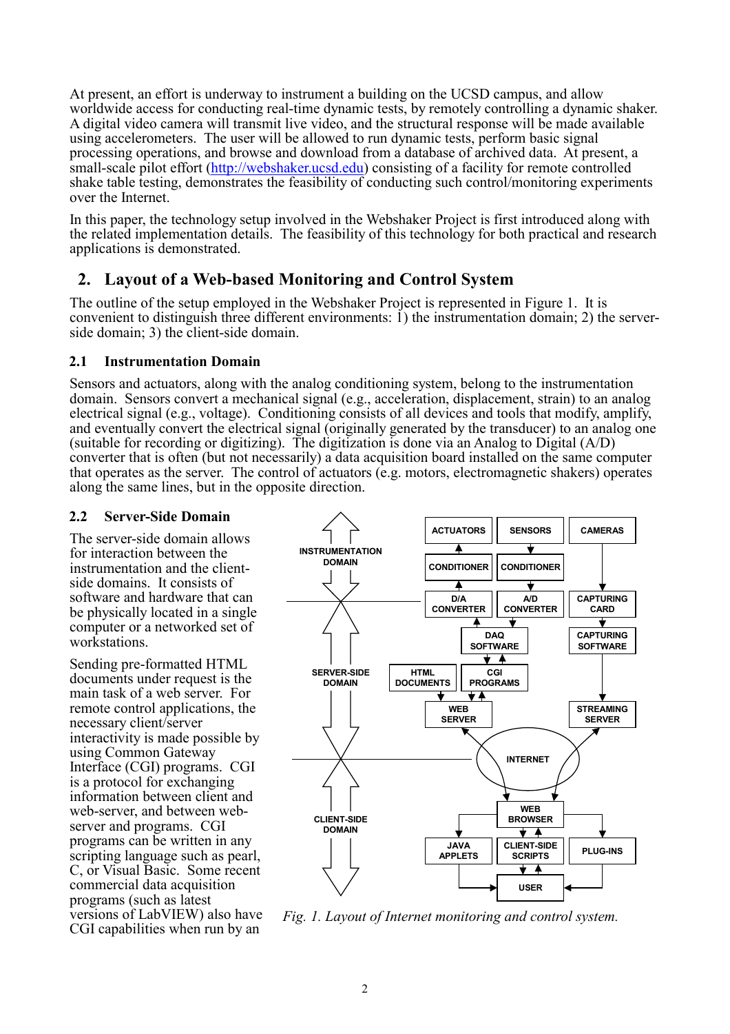At present, an effort is underway to instrument a building on the UCSD campus, and allow worldwide access for conducting real-time dynamic tests, by remotely controlling a dynamic shaker. A digital video camera will transmit live video, and the structural response will be made available using accelerometers. The user will be allowed to run dynamic tests, perform basic signal processing operations, and browse and download from a database of archived data. At present, a small-scale pilot effort (http://webshaker.ucsd.edu) consisting of a facility for remote controlled shake table testing, demonstrates the feasibility of conducting such control/monitoring experiments over the Internet.

In this paper, the technology setup involved in the Webshaker Project is first introduced along with the related implementation details. The feasibility of this technology for both practical and research applications is demonstrated.

## 2. Layout of a Web-based Monitoring and Control System

The outline of the setup employed in the Webshaker Project is represented in Figure 1. It is convenient to distinguish three different environments: 1) the instrumentation domain; 2) the server-side domain; 3) the client-side domain.

### 2.1 Instrumentation Domain

Sensors and actuators, along with the analog conditioning system, belong to the instrumentation domain. Sensors convert a mechanical signal (e.g., acceleration, displacement, strain) to an analog electrical signal (e.g., voltage). Conditioning consists of all devices and tools that modify, amplify, and eventually convert the electrical signal (originally generated by the transducer) to an analog one (suitable for recording or digitizing). The digitization is done via an Analog to Digital (A/D) converter that is often (but not necessarily) a data acquisition board installed on the same computer that operates as the server. The control of actuators (e.g. motors, electromagnetic shakers) operates along the same lines, but in the opposite direction.

### 2.2 Server-Side Domain

The server-side domain allows for interaction between the instrumentation and the client-side domains. It consists of software and hardware that can be physically located in a single computer or a networked set of workstations.

Sending pre-formatted HTML documents under request is the main task of a web server. For remote control applications, the necessary client/server interactivity is made possible by using Common Gateway Interface (CGI) programs. CGI is a protocol for exchanging information between client and web-server, and between web-server and programs. CGI programs can be written in any scripting language such as pearl, C, or Visual Basic. Some recent commercial data acquisition programs (such as latest versions of LabVIEW) also have CGI capabilities when run by an

*Fig. 1. Layout of Internet monitoring and control system.*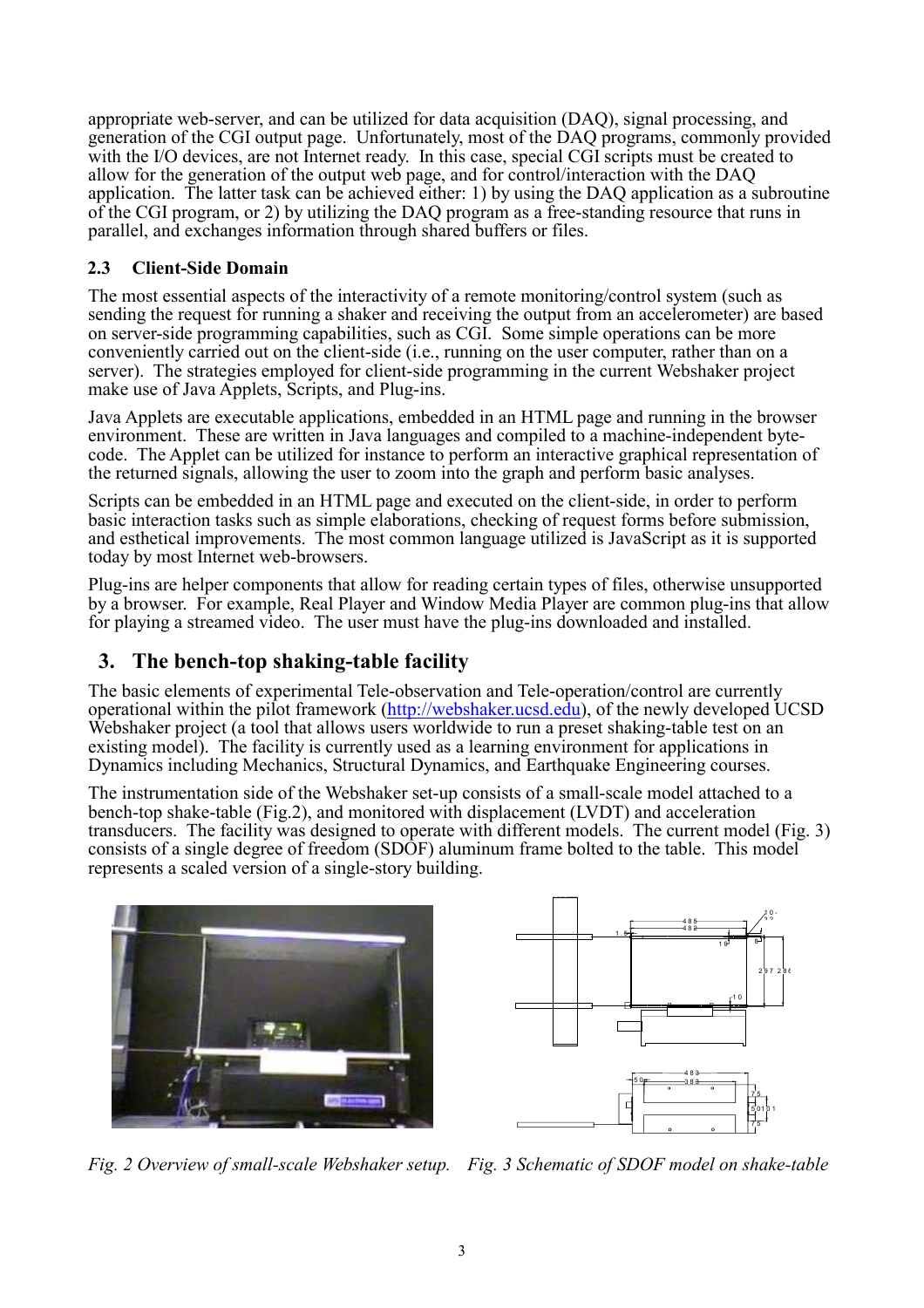appropriate web-server, and can be utilized for data acquisition (DAQ), signal processing, and generation of the CGI output page. Unfortunately, most of the DAQ programs, commonly provided with the I/O devices, are not Internet ready. In this case, special CGI scripts must be created to allow for the generation of the output web page, and for control/interaction with the DAQ application. The latter task can be achieved either: 1) by using the DAQ application as a subroutine of the CGI program, or 2) by utilizing the DAQ program as a free-standing resource that runs in parallel, and exchanges information through shared buffers or files.

### 2.3 Client-Side Domain

The most essential aspects of the interactivity of a remote monitoring/control system (such as sending the request for running a shaker and receiving the output from an accelerometer) are based on server-side programming capabilities, such as CGI. Some simple operations can be more conveniently carried out on the client-side (i.e., running on the user computer, rather than on a server). The strategies employed for client-side programming in the current Webshaker project make use of Java Applets, Scripts, and Plug-ins.

Java Applets are executable applications, embedded in an HTML page and running in the browser environment. These are written in Java languages and compiled to a machine-independent byte-code. The Applet can be utilized for instance to perform an interactive graphical representation of the returned signals, allowing the user to zoom into the graph and perform basic analyses.

Scripts can be embedded in an HTML page and executed on the client-side, in order to perform basic interaction tasks such as simple elaborations, checking of request forms before submission, and esthetical improvements. The most common language utilized is JavaScript as it is supported today by most Internet web-browsers.

Plug-ins are helper components that allow for reading certain types of files, otherwise unsupported by a browser. For example, Real Player and Window Media Player are common plug-ins that allow for playing a streamed video. The user must have the plug-ins downloaded and installed.

## 3. The bench-top shaking-table facility

The basic elements of experimental Tele-observation and Tele-operation/control are currently operational within the pilot framework (http://webshaker.ucsd.edu), of the newly developed UCSD Webshaker project (a tool that allows users worldwide to run a preset shaking-table test on an existing model). The facility is currently used as a learning environment for applications in Dynamics including Mechanics, Structural Dynamics, and Earthquake Engineering courses.

The instrumentation side of the Webshaker set-up consists of a small-scale model attached to a bench-top shake-table (Fig.2), and monitored with displacement (LVDT) and acceleration transducers. The facility was designed to operate with different models. The current model (Fig. 3) consists of a single degree of freedom (SDOF) aluminum frame bolted to the table. This model represents a scaled version of a single-story building.

*Fig. 2 Overview of small-scale Webshaker setup.* *Fig. 3 Schematic of SDOF model on shake-table*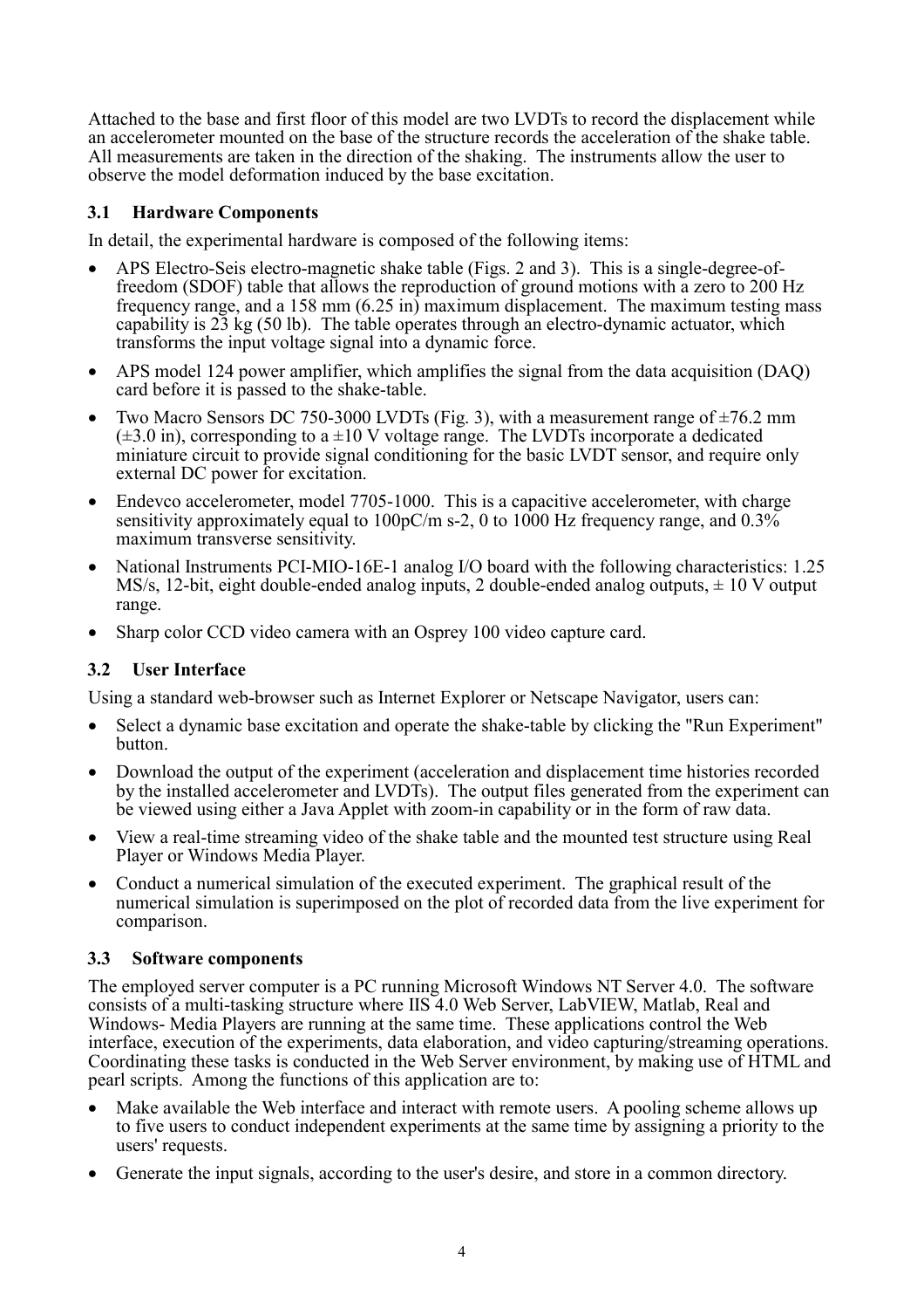Attached to the base and first floor of this model are two LVDTs to record the displacement while an accelerometer mounted on the base of the structure records the acceleration of the shake table. All measurements are taken in the direction of the shaking. The instruments allow the user to observe the model deformation induced by the base excitation.

### 3.1 Hardware Components

In detail, the experimental hardware is composed of the following items:

- APS Electro-Seis electro-magnetic shake table (Figs. 2 and 3). This is a single-degree-of-freedom (SDOF) table that allows the reproduction of ground motions with a zero to 200 Hz frequency range, and a 158 mm (6.25 in) maximum displacement. The maximum testing mass capability is 23 kg (50 lb). The table operates through an electro-dynamic actuator, which transforms the input voltage signal into a dynamic force.
- APS model 124 power amplifier, which amplifies the signal from the data acquisition (DAQ) card before it is passed to the shake-table.
- Two Macro Sensors DC 750-3000 LVDTs (Fig. 3), with a measurement range of ±76.2 mm (±3.0 in), corresponding to a ±10 V voltage range. The LVDTs incorporate a dedicated miniature circuit to provide signal conditioning for the basic LVDT sensor, and require only external DC power for excitation.
- Endevco accelerometer, model 7705-1000. This is a capacitive accelerometer, with charge sensitivity approximately equal to 100pC/m s-2, 0 to 1000 Hz frequency range, and 0.3% maximum transverse sensitivity.
- National Instruments PCI-MIO-16E-1 analog I/O board with the following characteristics: 1.25 MS/s, 12-bit, eight double-ended analog inputs, 2 double-ended analog outputs, ± 10 V output range.
- Sharp color CCD video camera with an Osprey 100 video capture card.

### 3.2 User Interface

Using a standard web-browser such as Internet Explorer or Netscape Navigator, users can:

- Select a dynamic base excitation and operate the shake-table by clicking the "Run Experiment" button.
- Download the output of the experiment (acceleration and displacement time histories recorded by the installed accelerometer and LVDTs). The output files generated from the experiment can be viewed using either a Java Applet with zoom-in capability or in the form of raw data.
- View a real-time streaming video of the shake table and the mounted test structure using Real Player or Windows Media Player.
- Conduct a numerical simulation of the executed experiment. The graphical result of the numerical simulation is superimposed on the plot of recorded data from the live experiment for comparison.

### 3.3 Software components

The employed server computer is a PC running Microsoft Windows NT Server 4.0. The software consists of a multi-tasking structure where IIS 4.0 Web Server, LabVIEW, Matlab, Real and Windows- Media Players are running at the same time. These applications control the Web interface, execution of the experiments, data elaboration, and video capturing/streaming operations. Coordinating these tasks is conducted in the Web Server environment, by making use of HTML and pearl scripts. Among the functions of this application are to:

- Make available the Web interface and interact with remote users. A pooling scheme allows up to five users to conduct independent experiments at the same time by assigning a priority to the users' requests.
- Generate the input signals, according to the user's desire, and store in a common directory.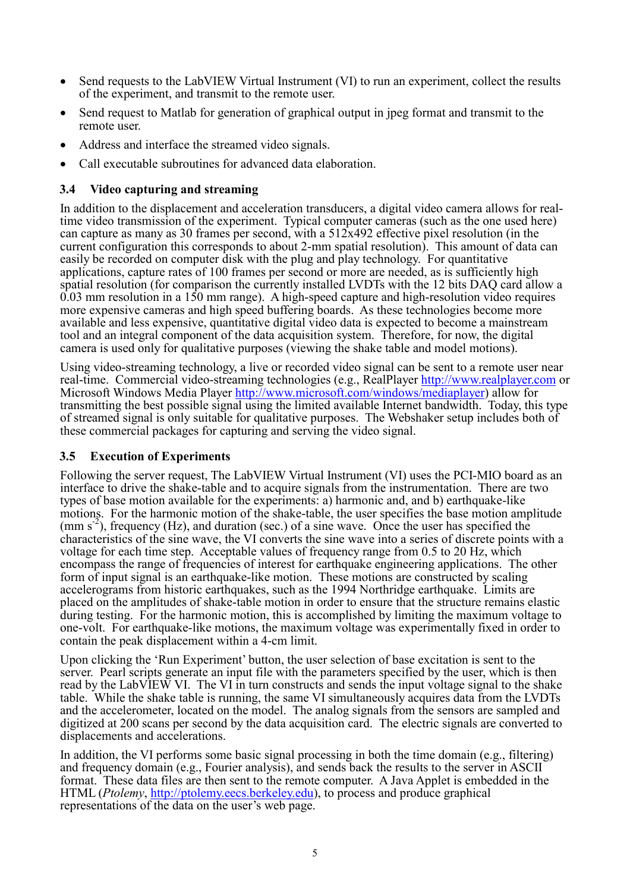- Send requests to the LabVIEW Virtual Instrument (VI) to run an experiment, collect the results of the experiment, and transmit to the remote user.
- Send request to Matlab for generation of graphical output in jpeg format and transmit to the remote user.
- Address and interface the streamed video signals.
- Call executable subroutines for advanced data elaboration.

### 3.4 Video capturing and streaming

In addition to the displacement and acceleration transducers, a digital video camera allows for real-time video transmission of the experiment. Typical computer cameras (such as the one used here) can capture as many as 30 frames per second, with a 512x492 effective pixel resolution (in the current configuration this corresponds to about 2-mm spatial resolution). This amount of data can easily be recorded on computer disk with the plug and play technology. For quantitative applications, capture rates of 100 frames per second or more are needed, as is sufficiently high spatial resolution (for comparison the currently installed LVDTs with the 12 bits DAQ card allow a 0.03 mm resolution in a 150 mm range). A high-speed capture and high-resolution video requires more expensive cameras and high speed buffering boards. As these technologies become more available and less expensive, quantitative digital video data is expected to become a mainstream tool and an integral component of the data acquisition system. Therefore, for now, the digital camera is used only for qualitative purposes (viewing the shake table and model motions).

Using video-streaming technology, a live or recorded video signal can be sent to a remote user near real-time. Commercial video-streaming technologies (e.g., RealPlayer http://www.realplayer.com or Microsoft Windows Media Player http://www.microsoft.com/windows/mediaplayer) allow for transmitting the best possible signal using the limited available Internet bandwidth. Today, this type of streamed signal is only suitable for qualitative purposes. The Webshaker setup includes both of these commercial packages for capturing and serving the video signal.

### 3.5 Execution of Experiments

Following the server request, The LabVIEW Virtual Instrument (VI) uses the PCI-MIO board as an interface to drive the shake-table and to acquire signals from the instrumentation. There are two types of base motion available for the experiments: a) harmonic and, and b) earthquake-like motions. For the harmonic motion of the shake-table, the user specifies the base motion amplitude (mm $s^{-2}$), frequency (Hz), and duration (sec.) of a sine wave. Once the user has specified the characteristics of the sine wave, the VI converts the sine wave into a series of discrete points with a voltage for each time step. Acceptable values of frequency range from 0.5 to 20 Hz, which encompass the range of frequencies of interest for earthquake engineering applications. The other form of input signal is an earthquake-like motion. These motions are constructed by scaling accelerograms from historic earthquakes, such as the 1994 Northridge earthquake. Limits are placed on the amplitudes of shake-table motion in order to ensure that the structure remains elastic during testing. For the harmonic motion, this is accomplished by limiting the maximum voltage to one-volt. For earthquake-like motions, the maximum voltage was experimentally fixed in order to contain the peak displacement within a 4-cm limit.

Upon clicking the 'Run Experiment' button, the user selection of base excitation is sent to the server. Pearl scripts generate an input file with the parameters specified by the user, which is then read by the LabVIEW VI. The VI in turn constructs and sends the input voltage signal to the shake table. While the shake table is running, the same VI simultaneously acquires data from the LVDTs and the accelerometer, located on the model. The analog signals from the sensors are sampled and digitized at 200 scans per second by the data acquisition card. The electric signals are converted to displacements and accelerations.

In addition, the VI performs some basic signal processing in both the time domain (e.g., filtering) and frequency domain (e.g., Fourier analysis), and sends back the results to the server in ASCII format. These data files are then sent to the remote computer. A Java Applet is embedded in the HTML (*Ptolemy*, http://ptolemy.eecs.berkeley.edu), to process and produce graphical representations of the data on the user's web page.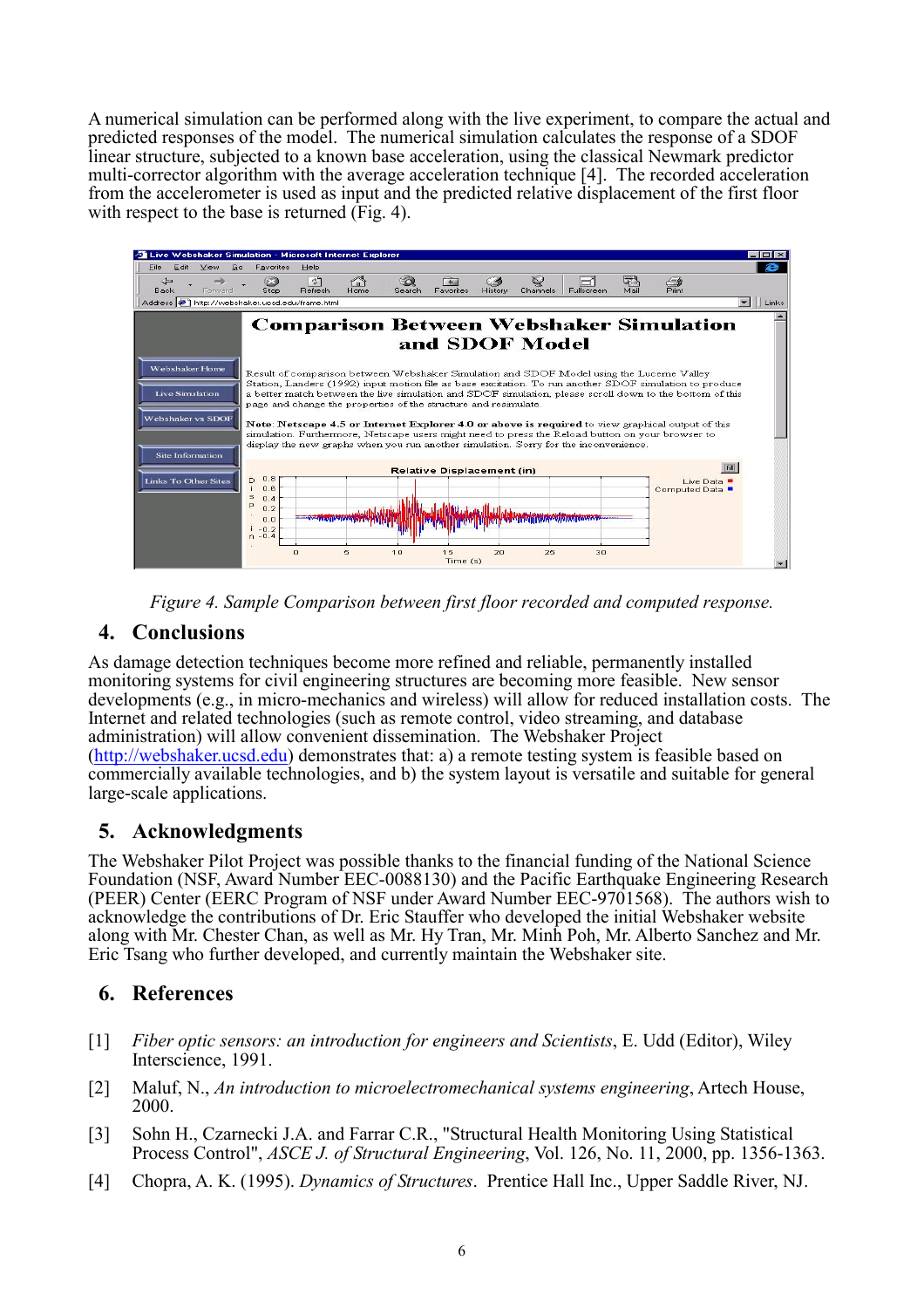A numerical simulation can be performed along with the live experiment, to compare the actual and predicted responses of the model. The numerical simulation calculates the response of a SDOF linear structure, subjected to a known base acceleration, using the classical Newmark predictor multi-corrector algorithm with the average acceleration technique [4]. The recorded acceleration from the accelerometer is used as input and the predicted relative displacement of the first floor with respect to the base is returned (Fig. 4).

Live Webshaker Simulation - Microsoft Internet Explorer

Comparison Between Webshaker Simulation and SDOF Model

Webshaker Home

Live Simulation

Webshaker vs SDOF

Site Information

Links To Other Sites

Result of comparison between Webshaker Simulation and SDOF Model using the Lucerne Valley Station, Landers (1992) input motion file as base excitation. To run another SDOF simulation to produce a better match between the live simulation and SDOF simulation, please scroll down to the bottom of this page and change the properties of the structure and resimulate.

Note: Netscape 4.5 or Internet Explorer 4.0 or above is required to view graphical output of this simulation. Furthermore, Netscape users might need to press the Reload button on your browser to display the new graphs when you run another simulation. Sorry for the inconvenience.

Relative Displacement (in)

Live Data

Computed Data

Displ. in

0.8
0.6
0.4
0.2
0.0
-0.2
-0.4

0
5
10
15
20
25
30

Time (s)

*Figure 4. Sample Comparison between first floor recorded and computed response.*

## 4. Conclusions

As damage detection techniques become more refined and reliable, permanently installed monitoring systems for civil engineering structures are becoming more feasible. New sensor developments (e.g., in micro-mechanics and wireless) will allow for reduced installation costs. The Internet and related technologies (such as remote control, video streaming, and database administration) will allow convenient dissemination. The Webshaker Project (http://webshaker.ucsd.edu) demonstrates that: a) a remote testing system is feasible based on commercially available technologies, and b) the system layout is versatile and suitable for general large-scale applications.

## 5. Acknowledgments

The Webshaker Pilot Project was possible thanks to the financial funding of the National Science Foundation (NSF, Award Number EEC-0088130) and the Pacific Earthquake Engineering Research (PEER) Center (EERC Program of NSF under Award Number EEC-9701568). The authors wish to acknowledge the contributions of Dr. Eric Stauffer who developed the initial Webshaker website along with Mr. Chester Chan, as well as Mr. Hy Tran, Mr. Minh Poh, Mr. Alberto Sanchez and Mr. Eric Tsang who further developed, and currently maintain the Webshaker site.

## 6. References

[1] *Fiber optic sensors: an introduction for engineers and Scientists*, E. Udd (Editor), Wiley Interscience, 1991.

[2] Maluf, N., *An introduction to microelectromechanical systems engineering*, Artech House, 2000.

[3] Sohn H., Czarnecki J.A. and Farrar C.R., "Structural Health Monitoring Using Statistical Process Control", *ASCE J. of Structural Engineering*, Vol. 126, No. 11, 2000, pp. 1356-1363.

[4] Chopra, A. K. (1995). *Dynamics of Structures*. Prentice Hall Inc., Upper Saddle River, NJ.